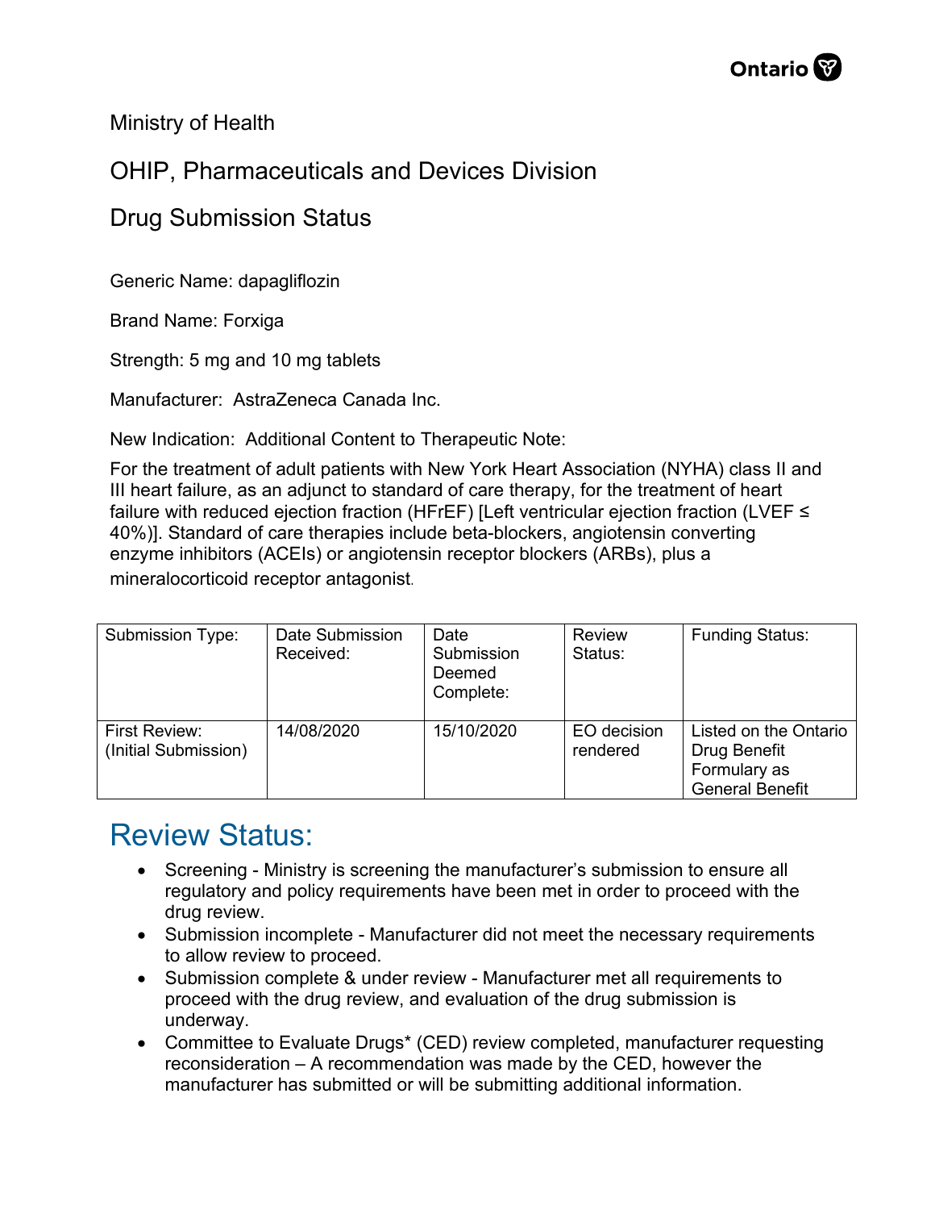Ministry of Health

OHIP, Pharmaceuticals and Devices Division

Drug Submission Status

Generic Name: dapagliflozin

Brand Name: Forxiga

Strength: 5 mg and 10 mg tablets

Manufacturer: AstraZeneca Canada Inc.

New Indication: Additional Content to Therapeutic Note:

For the treatment of adult patients with New York Heart Association (NYHA) class II and III heart failure, as an adjunct to standard of care therapy, for the treatment of heart failure with reduced ejection fraction (HFrEF) [Left ventricular ejection fraction (LVEF ≤ 40%)]. Standard of care therapies include beta-blockers, angiotensin converting enzyme inhibitors (ACEIs) or angiotensin receptor blockers (ARBs), plus a mineralocorticoid receptor antagonist.

| Submission Type: | Date Submission Received: | Date Submission Deemed Complete: | Review Status: | Funding Status: |
|---|---|---|---|---|
| First Review: (Initial Submission) | 14/08/2020 | 15/10/2020 | EO decision rendered | Listed on the Ontario Drug Benefit Formulary as General Benefit |

# Review Status:

- Screening - Ministry is screening the manufacturer's submission to ensure all regulatory and policy requirements have been met in order to proceed with the drug review.
- Submission incomplete - Manufacturer did not meet the necessary requirements to allow review to proceed.
- Submission complete & under review - Manufacturer met all requirements to proceed with the drug review, and evaluation of the drug submission is underway.
- Committee to Evaluate Drugs* (CED) review completed, manufacturer requesting reconsideration – A recommendation was made by the CED, however the manufacturer has submitted or will be submitting additional information.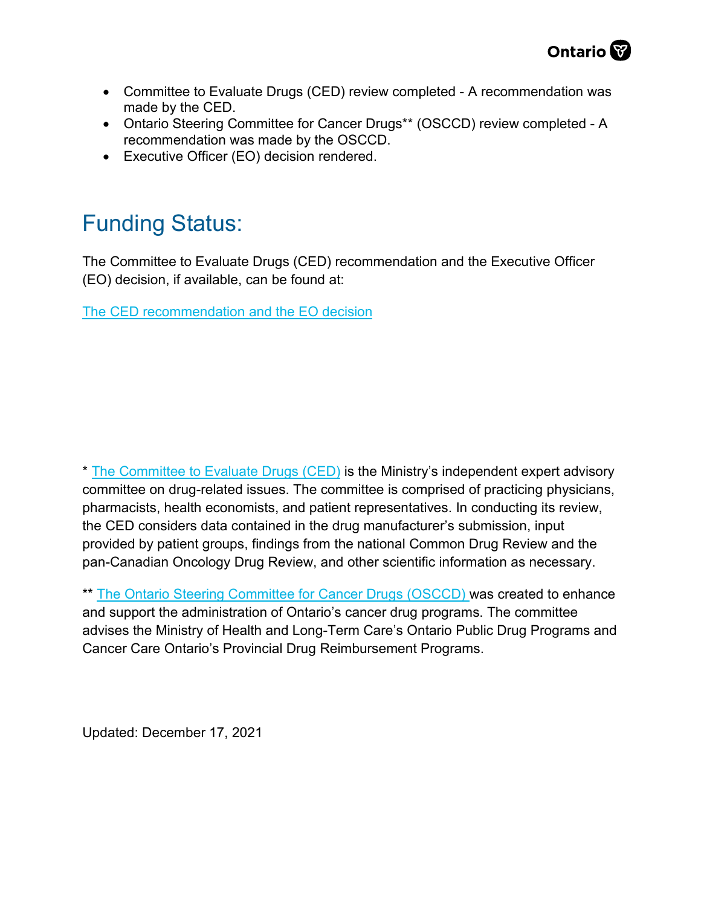- Committee to Evaluate Drugs (CED) review completed - A recommendation was made by the CED.
- Ontario Steering Committee for Cancer Drugs** (OSCCD) review completed - A recommendation was made by the OSCCD.
- Executive Officer (EO) decision rendered.

## Funding Status:

The Committee to Evaluate Drugs (CED) recommendation and the Executive Officer (EO) decision, if available, can be found at:

The CED recommendation and the EO decision

* The Committee to Evaluate Drugs (CED) is the Ministry's independent expert advisory committee on drug-related issues. The committee is comprised of practicing physicians, pharmacists, health economists, and patient representatives. In conducting its review, the CED considers data contained in the drug manufacturer's submission, input provided by patient groups, findings from the national Common Drug Review and the pan-Canadian Oncology Drug Review, and other scientific information as necessary.

** The Ontario Steering Committee for Cancer Drugs (OSCCD) was created to enhance and support the administration of Ontario's cancer drug programs. The committee advises the Ministry of Health and Long-Term Care's Ontario Public Drug Programs and Cancer Care Ontario's Provincial Drug Reimbursement Programs.

Updated: December 17, 2021